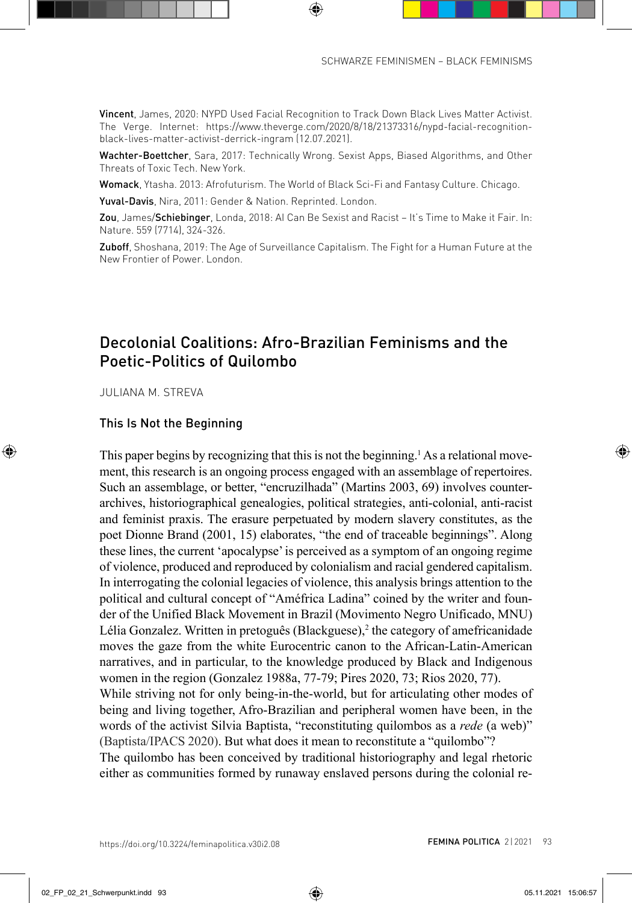**Vincent**, James, 2020: NYPD Used Facial Recognition to Track Down Black Lives Matter Activist. The Verge. Internet: https://www.theverge.com/2020/8/18/21373316/nypd-facial-recognition-black-lives-matter-activist-derrick-ingram (12.07.2021).

**Wachter-Boettcher**, Sara, 2017: Technically Wrong. Sexist Apps, Biased Algorithms, and Other Threats of Toxic Tech. New York.

**Womack**, Ytasha. 2013: Afrofuturism. The World of Black Sci-Fi and Fantasy Culture. Chicago.

**Yuval-Davis**, Nira, 2011: Gender & Nation. Reprinted. London.

**Zou**, James/**Schiebinger**, Londa, 2018: AI Can Be Sexist and Racist – It's Time to Make it Fair. In: Nature. 559 (7714), 324-326.

**Zuboff**, Shoshana, 2019: The Age of Surveillance Capitalism. The Fight for a Human Future at the New Frontier of Power. London.

# Decolonial Coalitions: Afro-Brazilian Feminisms and the Poetic-Politics of Quilombo

JULIANA M. STREVA

## This Is Not the Beginning

This paper begins by recognizing that this is not the beginning.[1] As a relational movement, this research is an ongoing process engaged with an assemblage of repertoires. Such an assemblage, or better, "encruzilhada" (Martins 2003, 69) involves counter-archives, historiographical genealogies, political strategies, anti-colonial, anti-racist and feminist praxis. The erasure perpetuated by modern slavery constitutes, as the poet Dionne Brand (2001, 15) elaborates, "the end of traceable beginnings". Along these lines, the current 'apocalypse' is perceived as a symptom of an ongoing regime of violence, produced and reproduced by colonialism and racial gendered capitalism. In interrogating the colonial legacies of violence, this analysis brings attention to the political and cultural concept of "Améfrica Ladina" coined by the writer and founder of the Unified Black Movement in Brazil (Movimento Negro Unificado, MNU) Lélia Gonzalez. Written in pretoguês (Blackguese),[2] the category of amefricanidade moves the gaze from the white Eurocentric canon to the African-Latin-American narratives, and in particular, to the knowledge produced by Black and Indigenous women in the region (Gonzalez 1988a, 77-79; Pires 2020, 73; Rios 2020, 77).

While striving not for only being-in-the-world, but for articulating other modes of being and living together, Afro-Brazilian and peripheral women have been, in the words of the activist Silvia Baptista, "reconstituting quilombos as a *rede* (a web)" (Baptista/IPACS 2020). But what does it mean to reconstitute a "quilombo"?

The quilombo has been conceived by traditional historiography and legal rhetoric either as communities formed by runaway enslaved persons during the colonial re-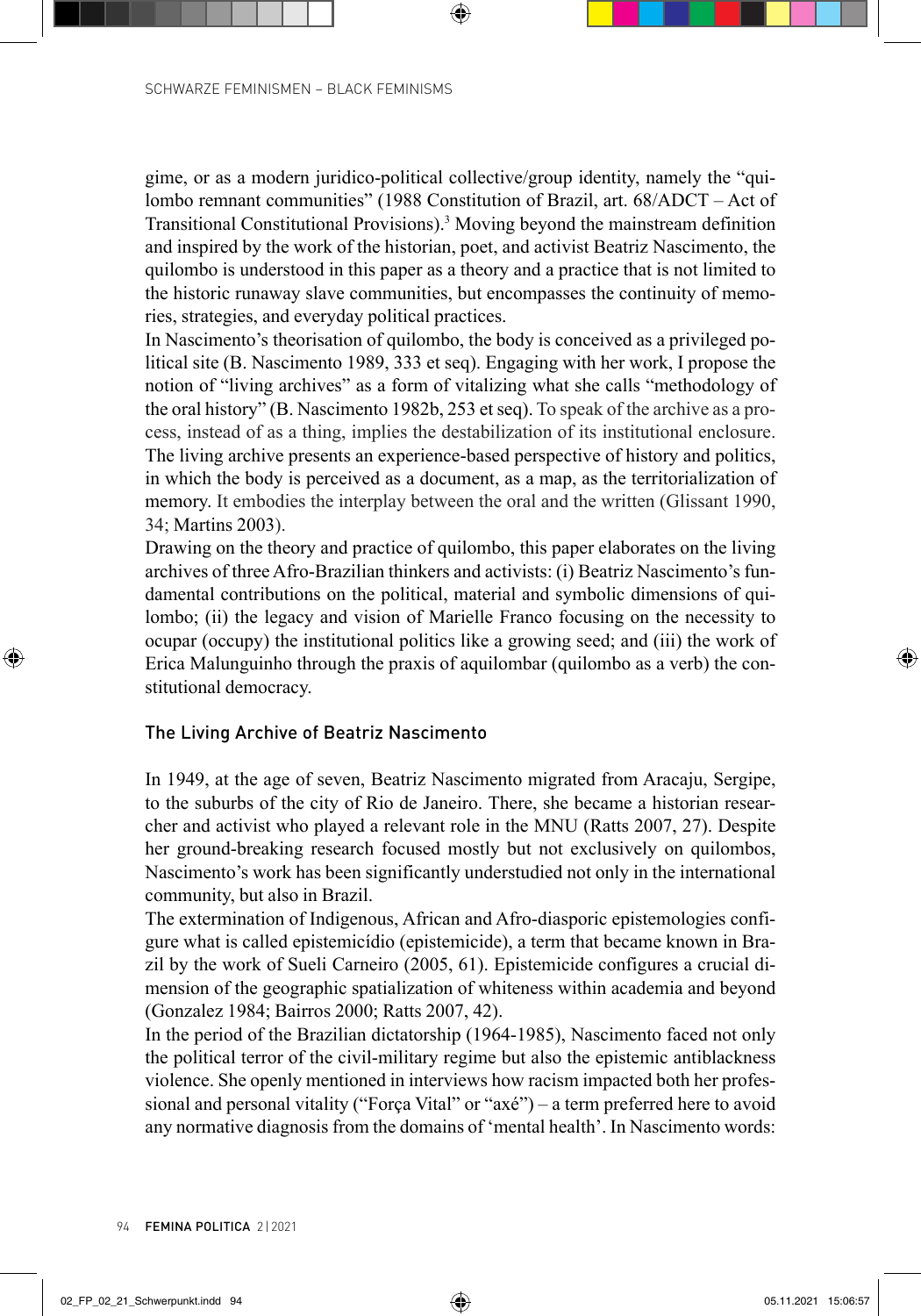gime, or as a modern juridico-political collective/group identity, namely the "quilombo remnant communities" (1988 Constitution of Brazil, art. 68/ADCT – Act of Transitional Constitutional Provisions).[3] Moving beyond the mainstream definition and inspired by the work of the historian, poet, and activist Beatriz Nascimento, the quilombo is understood in this paper as a theory and a practice that is not limited to the historic runaway slave communities, but encompasses the continuity of memories, strategies, and everyday political practices.

In Nascimento's theorisation of quilombo, the body is conceived as a privileged political site (B. Nascimento 1989, 333 et seq). Engaging with her work, I propose the notion of "living archives" as a form of vitalizing what she calls "methodology of the oral history" (B. Nascimento 1982b, 253 et seq). To speak of the archive as a process, instead of as a thing, implies the destabilization of its institutional enclosure. The living archive presents an experience-based perspective of history and politics, in which the body is perceived as a document, as a map, as the territorialization of memory. It embodies the interplay between the oral and the written (Glissant 1990, 34; Martins 2003).

Drawing on the theory and practice of quilombo, this paper elaborates on the living archives of three Afro-Brazilian thinkers and activists: (i) Beatriz Nascimento's fundamental contributions on the political, material and symbolic dimensions of quilombo; (ii) the legacy and vision of Marielle Franco focusing on the necessity to ocupar (occupy) the institutional politics like a growing seed; and (iii) the work of Erica Malunguinho through the praxis of aquilombar (quilombo as a verb) the constitutional democracy.

## The Living Archive of Beatriz Nascimento

In 1949, at the age of seven, Beatriz Nascimento migrated from Aracaju, Sergipe, to the suburbs of the city of Rio de Janeiro. There, she became a historian researcher and activist who played a relevant role in the MNU (Ratts 2007, 27). Despite her ground-breaking research focused mostly but not exclusively on quilombos, Nascimento's work has been significantly understudied not only in the international community, but also in Brazil.

The extermination of Indigenous, African and Afro-diasporic epistemologies configure what is called epistemicídio (epistemicide), a term that became known in Brazil by the work of Sueli Carneiro (2005, 61). Epistemicide configures a crucial dimension of the geographic spatialization of whiteness within academia and beyond (Gonzalez 1984; Bairros 2000; Ratts 2007, 42).

In the period of the Brazilian dictatorship (1964-1985), Nascimento faced not only the political terror of the civil-military regime but also the epistemic antiblackness violence. She openly mentioned in interviews how racism impacted both her professional and personal vitality ("Força Vital" or "axé") – a term preferred here to avoid any normative diagnosis from the domains of 'mental health'. In Nascimento words: